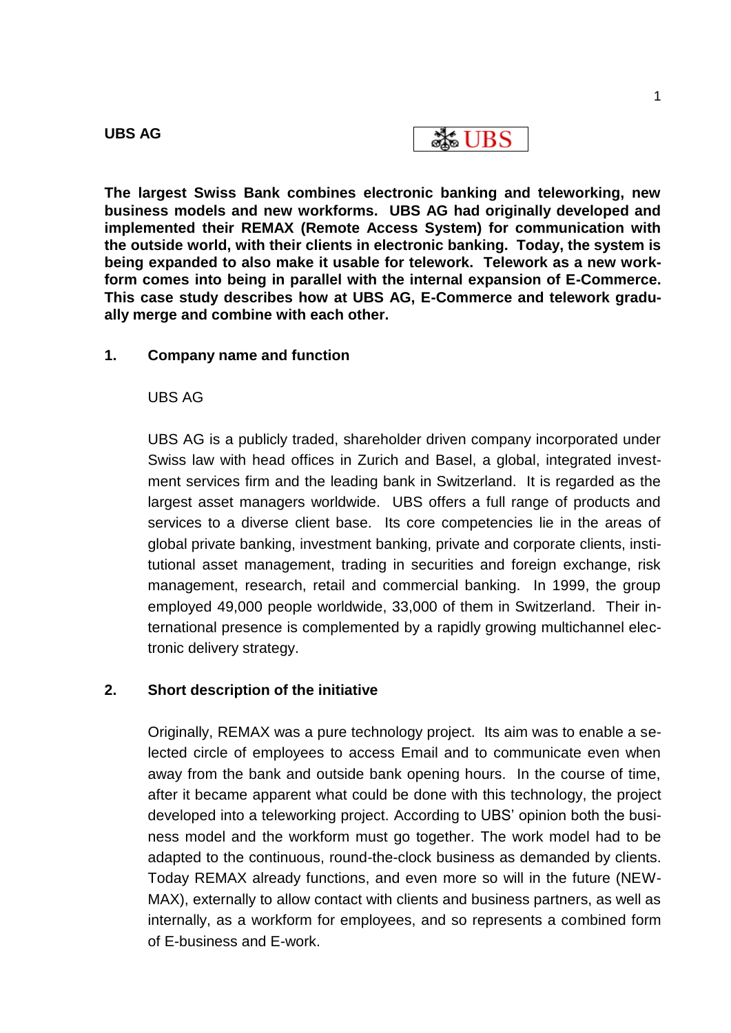**UBS AG**

UBS

**The largest Swiss Bank combines electronic banking and teleworking, new business models and new workforms. UBS AG had originally developed and implemented their REMAX (Remote Access System) for communication with the outside world, with their clients in electronic banking. Today, the system is being expanded to also make it usable for telework. Telework as a new workform comes into being in parallel with the internal expansion of E-Commerce. This case study describes how at UBS AG, E-Commerce and telework gradually merge and combine with each other.**

## 1. Company name and function

UBS AG

UBS AG is a publicly traded, shareholder driven company incorporated under Swiss law with head offices in Zurich and Basel, a global, integrated investment services firm and the leading bank in Switzerland. It is regarded as the largest asset managers worldwide. UBS offers a full range of products and services to a diverse client base. Its core competencies lie in the areas of global private banking, investment banking, private and corporate clients, institutional asset management, trading in securities and foreign exchange, risk management, research, retail and commercial banking. In 1999, the group employed 49,000 people worldwide, 33,000 of them in Switzerland. Their international presence is complemented by a rapidly growing multichannel electronic delivery strategy.

## 2. Short description of the initiative

Originally, REMAX was a pure technology project. Its aim was to enable a selected circle of employees to access Email and to communicate even when away from the bank and outside bank opening hours. In the course of time, after it became apparent what could be done with this technology, the project developed into a teleworking project. According to UBS' opinion both the business model and the workform must go together. The work model had to be adapted to the continuous, round-the-clock business as demanded by clients. Today REMAX already functions, and even more so will in the future (NEWMAX), externally to allow contact with clients and business partners, as well as internally, as a workform for employees, and so represents a combined form of E-business and E-work.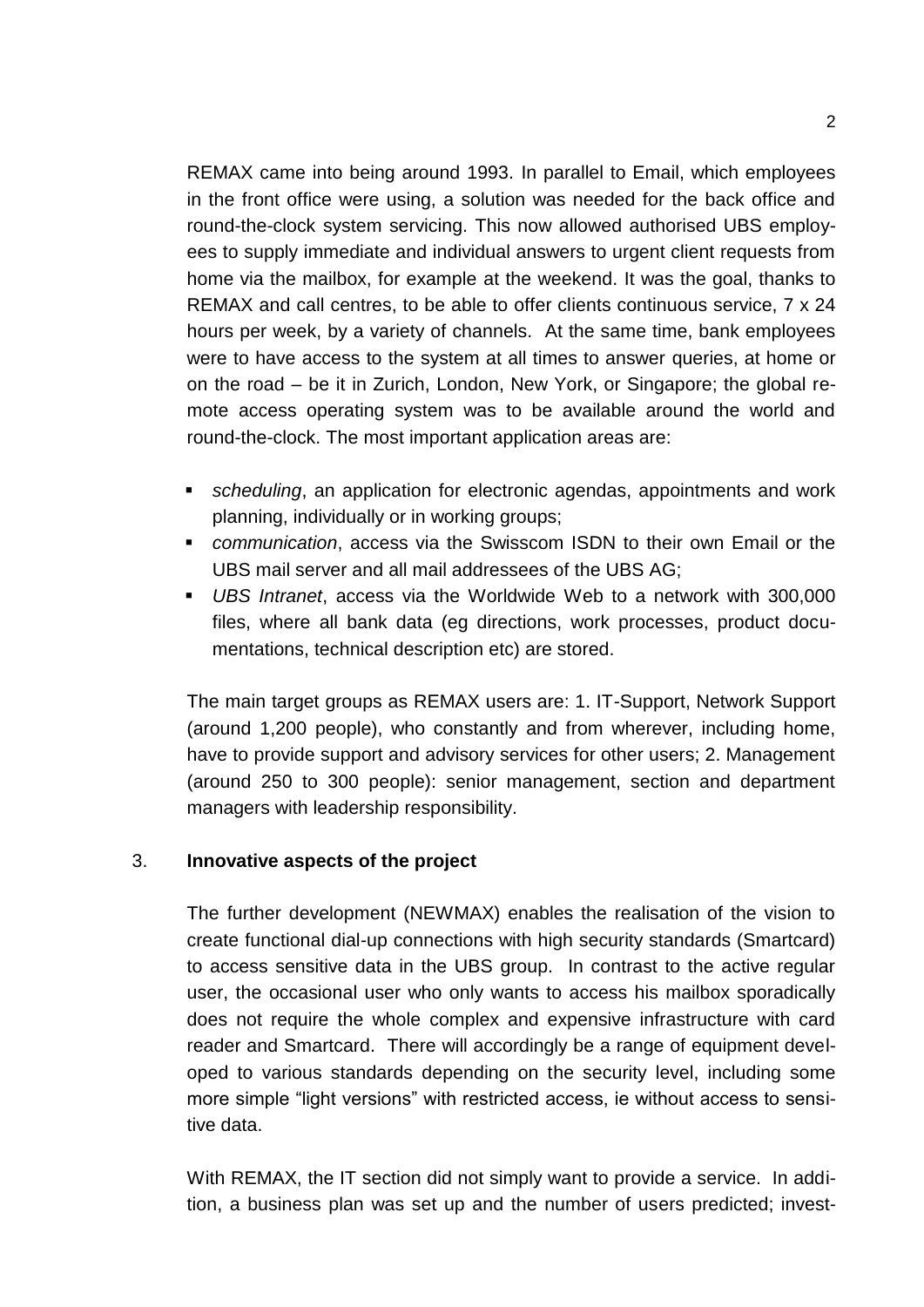REMAX came into being around 1993. In parallel to Email, which employees in the front office were using, a solution was needed for the back office and round-the-clock system servicing. This now allowed authorised UBS employees to supply immediate and individual answers to urgent client requests from home via the mailbox, for example at the weekend. It was the goal, thanks to REMAX and call centres, to be able to offer clients continuous service, 7 x 24 hours per week, by a variety of channels. At the same time, bank employees were to have access to the system at all times to answer queries, at home or on the road – be it in Zurich, London, New York, or Singapore; the global remote access operating system was to be available around the world and round-the-clock. The most important application areas are:

- *scheduling*, an application for electronic agendas, appointments and work planning, individually or in working groups;
- *communication*, access via the Swisscom ISDN to their own Email or the UBS mail server and all mail addressees of the UBS AG;
- *UBS Intranet*, access via the Worldwide Web to a network with 300,000 files, where all bank data (eg directions, work processes, product documentations, technical description etc) are stored.

The main target groups as REMAX users are: 1. IT-Support, Network Support (around 1,200 people), who constantly and from wherever, including home, have to provide support and advisory services for other users; 2. Management (around 250 to 300 people): senior management, section and department managers with leadership responsibility.

## 3. **Innovative aspects of the project**

The further development (NEWMAX) enables the realisation of the vision to create functional dial-up connections with high security standards (Smartcard) to access sensitive data in the UBS group. In contrast to the active regular user, the occasional user who only wants to access his mailbox sporadically does not require the whole complex and expensive infrastructure with card reader and Smartcard. There will accordingly be a range of equipment developed to various standards depending on the security level, including some more simple "light versions" with restricted access, ie without access to sensitive data.

With REMAX, the IT section did not simply want to provide a service. In addition, a business plan was set up and the number of users predicted; invest-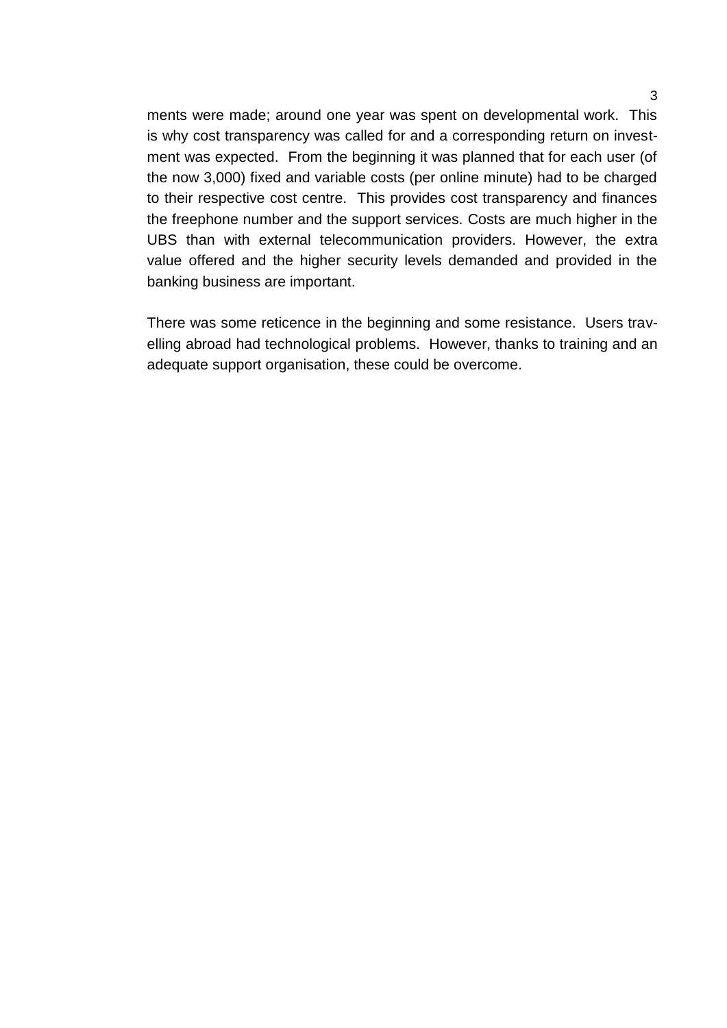ments were made; around one year was spent on developmental work. This is why cost transparency was called for and a corresponding return on investment was expected. From the beginning it was planned that for each user (of the now 3,000) fixed and variable costs (per online minute) had to be charged to their respective cost centre. This provides cost transparency and finances the freephone number and the support services. Costs are much higher in the UBS than with external telecommunication providers. However, the extra value offered and the higher security levels demanded and provided in the banking business are important.

There was some reticence in the beginning and some resistance. Users travelling abroad had technological problems. However, thanks to training and an adequate support organisation, these could be overcome.